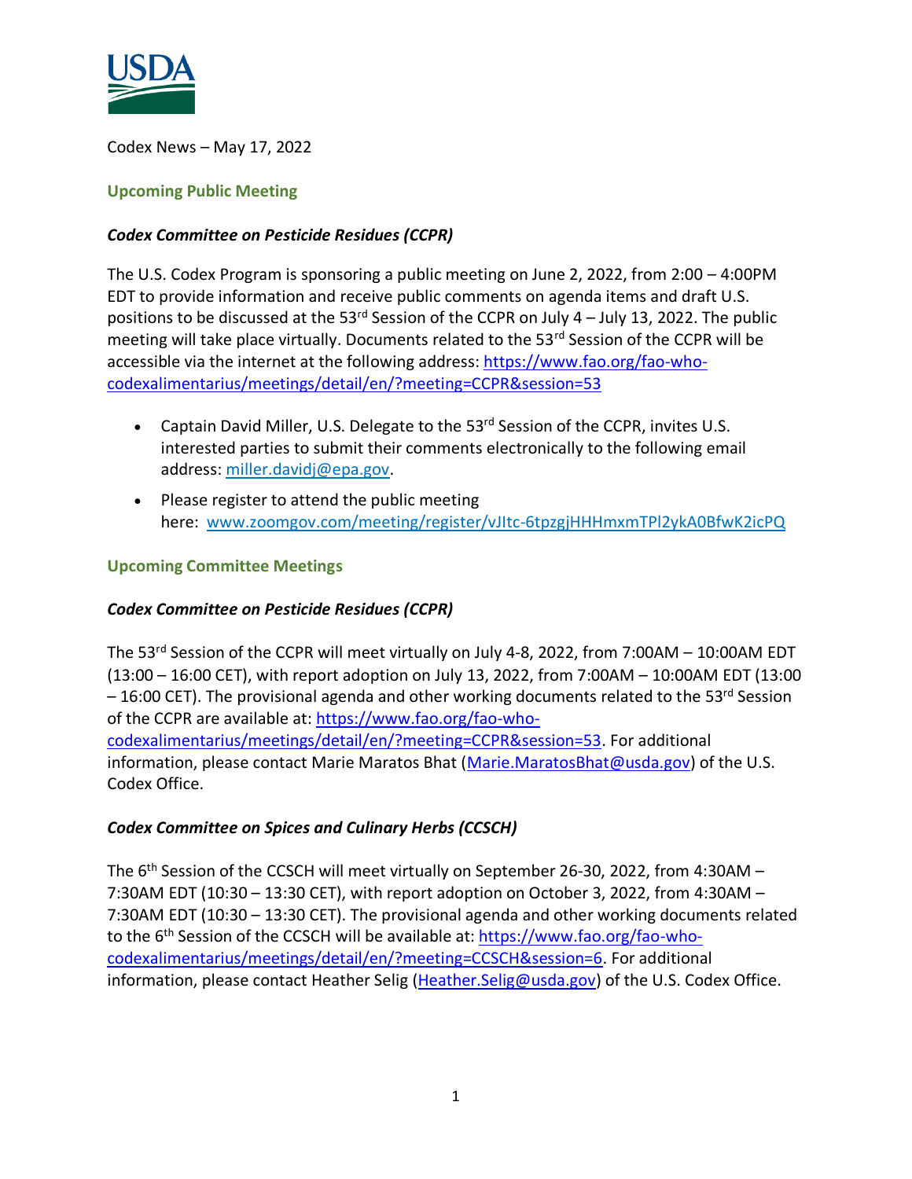Codex News – May 17, 2022

## Upcoming Public Meeting

### *Codex Committee on Pesticide Residues (CCPR)*

The U.S. Codex Program is sponsoring a public meeting on June 2, 2022, from 2:00 – 4:00PM EDT to provide information and receive public comments on agenda items and draft U.S. positions to be discussed at the 53rd Session of the CCPR on July 4 – July 13, 2022. The public meeting will take place virtually. Documents related to the 53rd Session of the CCPR will be accessible via the internet at the following address: [https://www.fao.org/fao-who-codexalimentarius/meetings/detail/en/?meeting=CCPR&session=53](https://www.fao.org/fao-who-codexalimentarius/meetings/detail/en/?meeting=CCPR&session=53)

- Captain David Miller, U.S. Delegate to the 53rd Session of the CCPR, invites U.S. interested parties to submit their comments electronically to the following email address: [miller.davidj@epa.gov](mailto:miller.davidj@epa.gov).
- Please register to attend the public meeting here: [www.zoomgov.com/meeting/register/vJItc-6tpzgjHHHmxmTPl2ykA0BfwK2icPQ](www.zoomgov.com/meeting/register/vJItc-6tpzgjHHHmxmTPl2ykA0BfwK2icPQ)

## Upcoming Committee Meetings

### *Codex Committee on Pesticide Residues (CCPR)*

The 53rd Session of the CCPR will meet virtually on July 4-8, 2022, from 7:00AM – 10:00AM EDT (13:00 – 16:00 CET), with report adoption on July 13, 2022, from 7:00AM – 10:00AM EDT (13:00 – 16:00 CET). The provisional agenda and other working documents related to the 53rd Session of the CCPR are available at: [https://www.fao.org/fao-who-codexalimentarius/meetings/detail/en/?meeting=CCPR&session=53](https://www.fao.org/fao-who-codexalimentarius/meetings/detail/en/?meeting=CCPR&session=53). For additional information, please contact Marie Maratos Bhat ([Marie.MaratosBhat@usda.gov](mailto:Marie.MaratosBhat@usda.gov)) of the U.S. Codex Office.

### *Codex Committee on Spices and Culinary Herbs (CCSCH)*

The 6th Session of the CCSCH will meet virtually on September 26-30, 2022, from 4:30AM – 7:30AM EDT (10:30 – 13:30 CET), with report adoption on October 3, 2022, from 4:30AM – 7:30AM EDT (10:30 – 13:30 CET). The provisional agenda and other working documents related to the 6th Session of the CCSCH will be available at: [https://www.fao.org/fao-who-codexalimentarius/meetings/detail/en/?meeting=CCSCH&session=6](https://www.fao.org/fao-who-codexalimentarius/meetings/detail/en/?meeting=CCSCH&session=6). For additional information, please contact Heather Selig ([Heather.Selig@usda.gov](mailto:Heather.Selig@usda.gov)) of the U.S. Codex Office.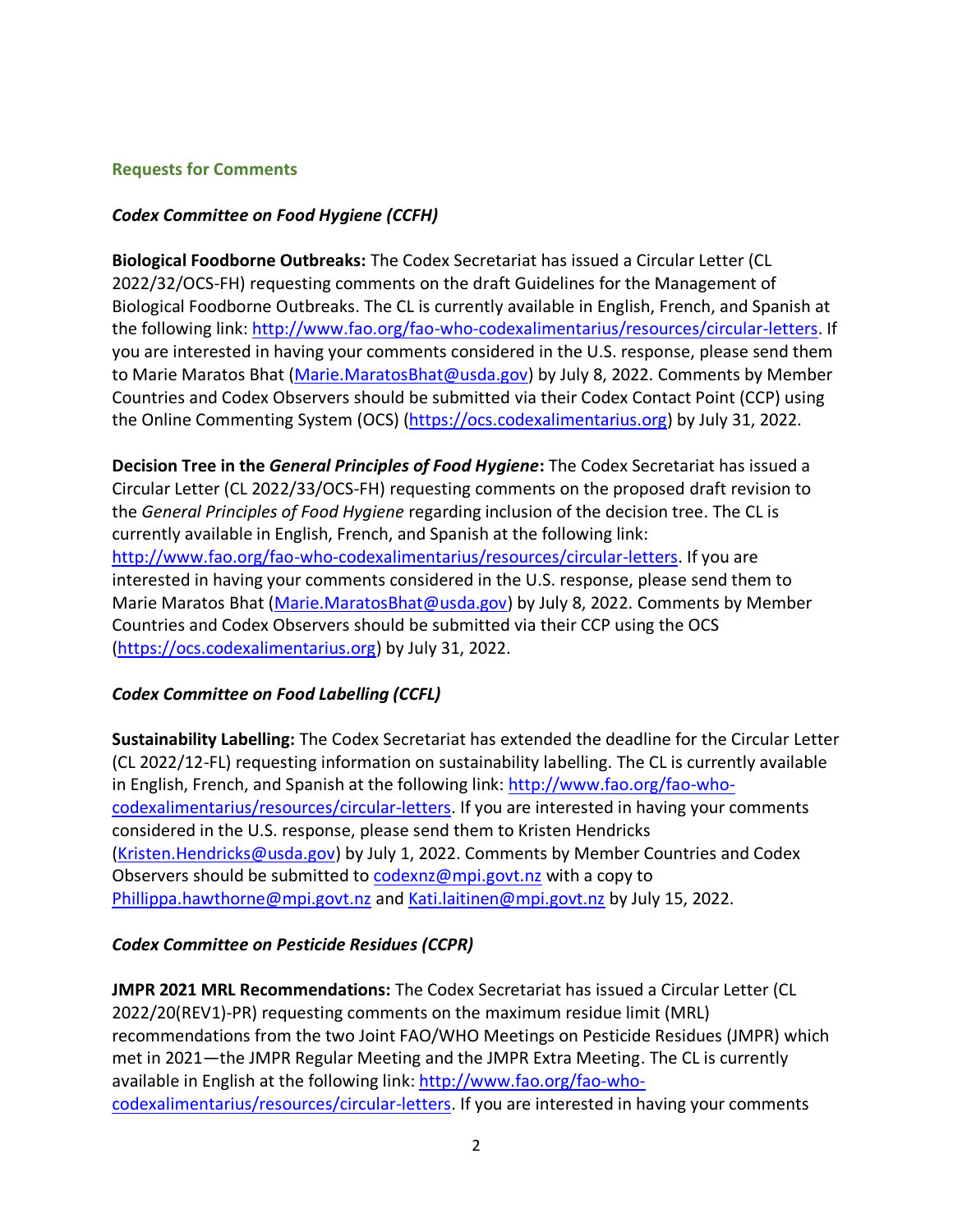## Requests for Comments

### *Codex Committee on Food Hygiene (CCFH)*

**Biological Foodborne Outbreaks:** The Codex Secretariat has issued a Circular Letter (CL 2022/32/OCS-FH) requesting comments on the draft Guidelines for the Management of Biological Foodborne Outbreaks. The CL is currently available in English, French, and Spanish at the following link: http://www.fao.org/fao-who-codexalimentarius/resources/circular-letters. If you are interested in having your comments considered in the U.S. response, please send them to Marie Maratos Bhat (Marie.MaratosBhat@usda.gov) by July 8, 2022. Comments by Member Countries and Codex Observers should be submitted via their Codex Contact Point (CCP) using the Online Commenting System (OCS) (https://ocs.codexalimentarius.org) by July 31, 2022.

**Decision Tree in the *General Principles of Food Hygiene*:** The Codex Secretariat has issued a Circular Letter (CL 2022/33/OCS-FH) requesting comments on the proposed draft revision to the *General Principles of Food Hygiene* regarding inclusion of the decision tree. The CL is currently available in English, French, and Spanish at the following link: http://www.fao.org/fao-who-codexalimentarius/resources/circular-letters. If you are interested in having your comments considered in the U.S. response, please send them to Marie Maratos Bhat (Marie.MaratosBhat@usda.gov) by July 8, 2022. Comments by Member Countries and Codex Observers should be submitted via their CCP using the OCS (https://ocs.codexalimentarius.org) by July 31, 2022.

### *Codex Committee on Food Labelling (CCFL)*

**Sustainability Labelling:** The Codex Secretariat has extended the deadline for the Circular Letter (CL 2022/12-FL) requesting information on sustainability labelling. The CL is currently available in English, French, and Spanish at the following link: http://www.fao.org/fao-who-codexalimentarius/resources/circular-letters. If you are interested in having your comments considered in the U.S. response, please send them to Kristen Hendricks (Kristen.Hendricks@usda.gov) by July 1, 2022. Comments by Member Countries and Codex Observers should be submitted to codexnz@mpi.govt.nz with a copy to Phillippa.hawthorne@mpi.govt.nz and Kati.laitinen@mpi.govt.nz by July 15, 2022.

### *Codex Committee on Pesticide Residues (CCPR)*

**JMPR 2021 MRL Recommendations:** The Codex Secretariat has issued a Circular Letter (CL 2022/20(REV1)-PR) requesting comments on the maximum residue limit (MRL) recommendations from the two Joint FAO/WHO Meetings on Pesticide Residues (JMPR) which met in 2021—the JMPR Regular Meeting and the JMPR Extra Meeting. The CL is currently available in English at the following link: http://www.fao.org/fao-who-codexalimentarius/resources/circular-letters. If you are interested in having your comments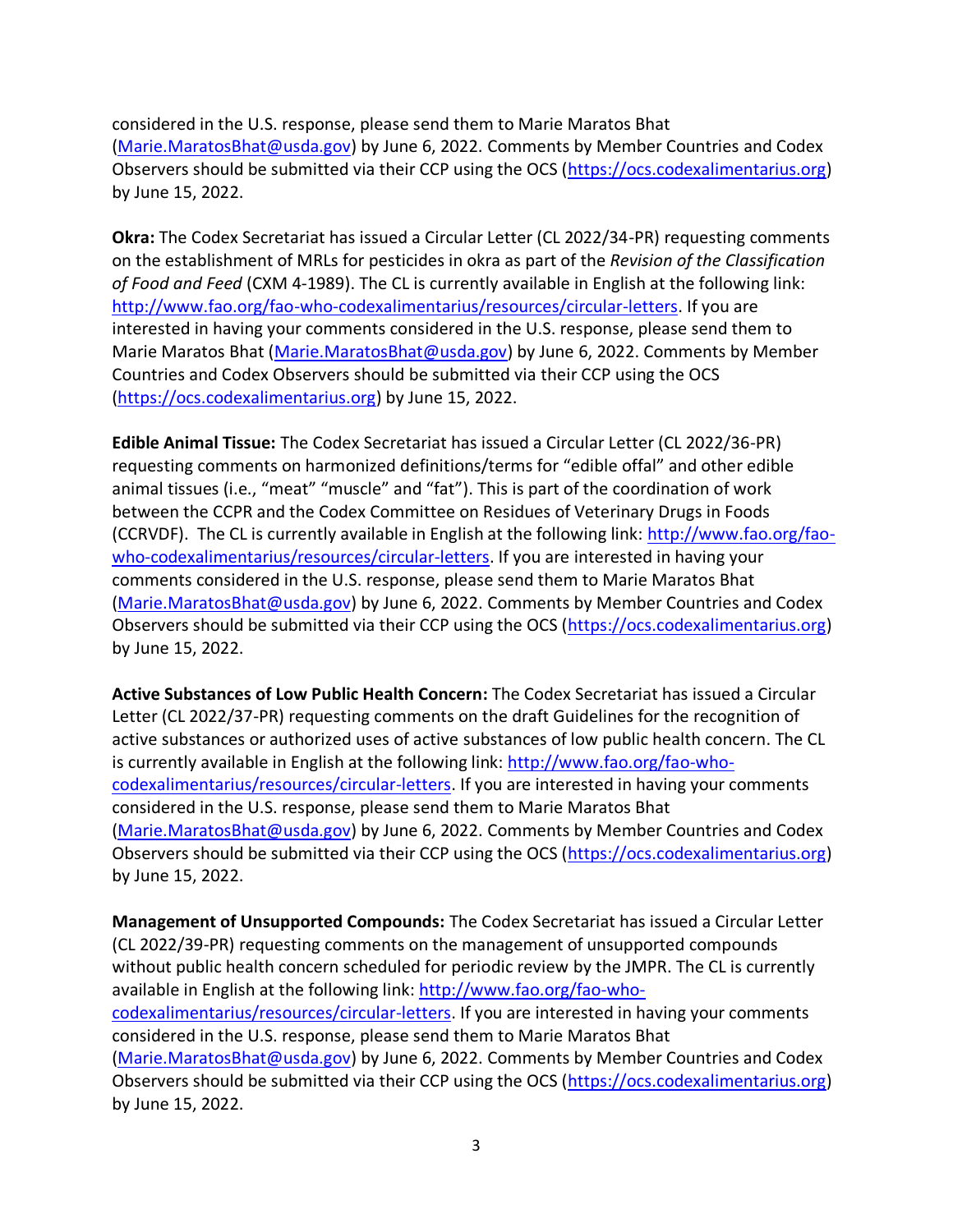considered in the U.S. response, please send them to Marie Maratos Bhat (Marie.MaratosBhat@usda.gov) by June 6, 2022. Comments by Member Countries and Codex Observers should be submitted via their CCP using the OCS (https://ocs.codexalimentarius.org) by June 15, 2022.

**Okra:** The Codex Secretariat has issued a Circular Letter (CL 2022/34-PR) requesting comments on the establishment of MRLs for pesticides in okra as part of the *Revision of the Classification of Food and Feed* (CXM 4-1989). The CL is currently available in English at the following link: http://www.fao.org/fao-who-codexalimentarius/resources/circular-letters. If you are interested in having your comments considered in the U.S. response, please send them to Marie Maratos Bhat (Marie.MaratosBhat@usda.gov) by June 6, 2022. Comments by Member Countries and Codex Observers should be submitted via their CCP using the OCS (https://ocs.codexalimentarius.org) by June 15, 2022.

**Edible Animal Tissue:** The Codex Secretariat has issued a Circular Letter (CL 2022/36-PR) requesting comments on harmonized definitions/terms for "edible offal" and other edible animal tissues (i.e., "meat" "muscle" and "fat"). This is part of the coordination of work between the CCPR and the Codex Committee on Residues of Veterinary Drugs in Foods (CCRVDF). The CL is currently available in English at the following link: http://www.fao.org/fao-who-codexalimentarius/resources/circular-letters. If you are interested in having your comments considered in the U.S. response, please send them to Marie Maratos Bhat (Marie.MaratosBhat@usda.gov) by June 6, 2022. Comments by Member Countries and Codex Observers should be submitted via their CCP using the OCS (https://ocs.codexalimentarius.org) by June 15, 2022.

**Active Substances of Low Public Health Concern:** The Codex Secretariat has issued a Circular Letter (CL 2022/37-PR) requesting comments on the draft Guidelines for the recognition of active substances or authorized uses of active substances of low public health concern. The CL is currently available in English at the following link: http://www.fao.org/fao-who-codexalimentarius/resources/circular-letters. If you are interested in having your comments considered in the U.S. response, please send them to Marie Maratos Bhat (Marie.MaratosBhat@usda.gov) by June 6, 2022. Comments by Member Countries and Codex Observers should be submitted via their CCP using the OCS (https://ocs.codexalimentarius.org) by June 15, 2022.

**Management of Unsupported Compounds:** The Codex Secretariat has issued a Circular Letter (CL 2022/39-PR) requesting comments on the management of unsupported compounds without public health concern scheduled for periodic review by the JMPR. The CL is currently available in English at the following link: http://www.fao.org/fao-who-codexalimentarius/resources/circular-letters. If you are interested in having your comments considered in the U.S. response, please send them to Marie Maratos Bhat (Marie.MaratosBhat@usda.gov) by June 6, 2022. Comments by Member Countries and Codex Observers should be submitted via their CCP using the OCS (https://ocs.codexalimentarius.org) by June 15, 2022.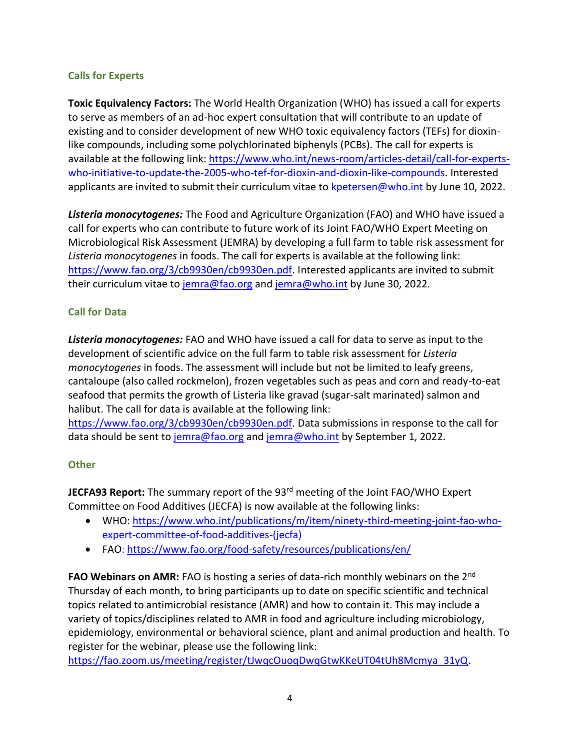### Calls for Experts

**Toxic Equivalency Factors:** The World Health Organization (WHO) has issued a call for experts to serve as members of an ad-hoc expert consultation that will contribute to an update of existing and to consider development of new WHO toxic equivalency factors (TEFs) for dioxin-like compounds, including some polychlorinated biphenyls (PCBs). The call for experts is available at the following link: https://www.who.int/news-room/articles-detail/call-for-experts-who-initiative-to-update-the-2005-who-tef-for-dioxin-and-dioxin-like-compounds. Interested applicants are invited to submit their curriculum vitae to kpetersen@who.int by June 10, 2022.

***Listeria monocytogenes:*** The Food and Agriculture Organization (FAO) and WHO have issued a call for experts who can contribute to future work of its Joint FAO/WHO Expert Meeting on Microbiological Risk Assessment (JEMRA) by developing a full farm to table risk assessment for *Listeria monocytogenes* in foods. The call for experts is available at the following link: https://www.fao.org/3/cb9930en/cb9930en.pdf. Interested applicants are invited to submit their curriculum vitae to jemra@fao.org and jemra@who.int by June 30, 2022.

### Call for Data

***Listeria monocytogenes:*** FAO and WHO have issued a call for data to serve as input to the development of scientific advice on the full farm to table risk assessment for *Listeria monocytogenes* in foods. The assessment will include but not be limited to leafy greens, cantaloupe (also called rockmelon), frozen vegetables such as peas and corn and ready-to-eat seafood that permits the growth of Listeria like gravad (sugar-salt marinated) salmon and halibut. The call for data is available at the following link: https://www.fao.org/3/cb9930en/cb9930en.pdf. Data submissions in response to the call for data should be sent to jemra@fao.org and jemra@who.int by September 1, 2022.

### Other

**JECFA93 Report:** The summary report of the 93rd meeting of the Joint FAO/WHO Expert Committee on Food Additives (JECFA) is now available at the following links:

- WHO: https://www.who.int/publications/m/item/ninety-third-meeting-joint-fao-who-expert-committee-of-food-additives-(jecfa)
- FAO: https://www.fao.org/food-safety/resources/publications/en/

**FAO Webinars on AMR:** FAO is hosting a series of data-rich monthly webinars on the 2nd Thursday of each month, to bring participants up to date on specific scientific and technical topics related to antimicrobial resistance (AMR) and how to contain it. This may include a variety of topics/disciplines related to AMR in food and agriculture including microbiology, epidemiology, environmental or behavioral science, plant and animal production and health. To register for the webinar, please use the following link: https://fao.zoom.us/meeting/register/tJwqcOuoqDwqGtwKKeUT04tUh8Mcmya_31yQ.